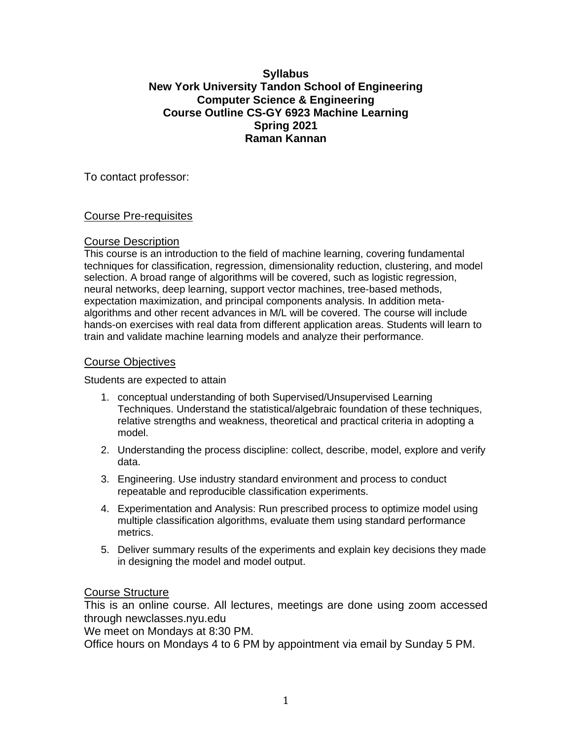**Syllabus**
**New York University Tandon School of Engineering**
**Computer Science & Engineering**
**Course Outline CS-GY 6923 Machine Learning**
**Spring 2021**
**Raman Kannan**

To contact professor:

## Course Pre-requisites

## Course Description

This course is an introduction to the field of machine learning, covering fundamental techniques for classification, regression, dimensionality reduction, clustering, and model selection. A broad range of algorithms will be covered, such as logistic regression, neural networks, deep learning, support vector machines, tree-based methods, expectation maximization, and principal components analysis. In addition meta-algorithms and other recent advances in M/L will be covered. The course will include hands-on exercises with real data from different application areas. Students will learn to train and validate machine learning models and analyze their performance.

## Course Objectives

Students are expected to attain

1. conceptual understanding of both Supervised/Unsupervised Learning Techniques. Understand the statistical/algebraic foundation of these techniques, relative strengths and weakness, theoretical and practical criteria in adopting a model.
2. Understanding the process discipline: collect, describe, model, explore and verify data.
3. Engineering. Use industry standard environment and process to conduct repeatable and reproducible classification experiments.
4. Experimentation and Analysis: Run prescribed process to optimize model using multiple classification algorithms, evaluate them using standard performance metrics.
5. Deliver summary results of the experiments and explain key decisions they made in designing the model and model output.

## Course Structure

This is an online course. All lectures, meetings are done using zoom accessed through newclasses.nyu.edu

We meet on Mondays at 8:30 PM.

Office hours on Mondays 4 to 6 PM by appointment via email by Sunday 5 PM.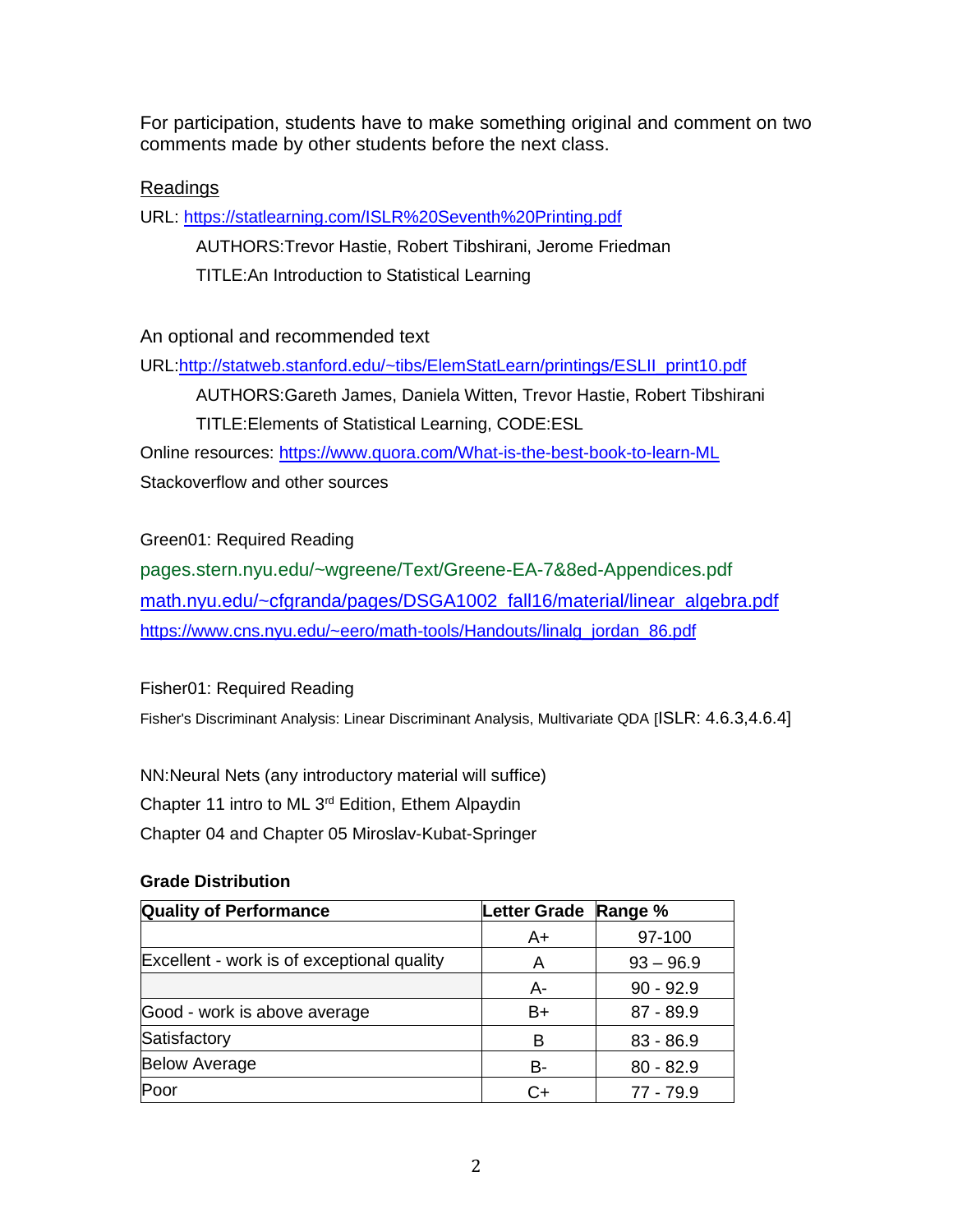For participation, students have to make something original and comment on two comments made by other students before the next class.

## Readings

URL: https://statlearning.com/ISLR%20Seventh%20Printing.pdf

AUTHORS:Trevor Hastie, Robert Tibshirani, Jerome Friedman

TITLE:An Introduction to Statistical Learning

An optional and recommended text

URL:http://statweb.stanford.edu/~tibs/ElemStatLearn/printings/ESLII_print10.pdf

AUTHORS:Gareth James, Daniela Witten, Trevor Hastie, Robert Tibshirani

TITLE:Elements of Statistical Learning, CODE:ESL

Online resources: https://www.quora.com/What-is-the-best-book-to-learn-ML

Stackoverflow and other sources

Green01: Required Reading

pages.stern.nyu.edu/~wgreene/Text/Greene-EA-7&8ed-Appendices.pdf

math.nyu.edu/~cfgranda/pages/DSGA1002_fall16/material/linear_algebra.pdf

https://www.cns.nyu.edu/~eero/math-tools/Handouts/linalg_jordan_86.pdf

Fisher01: Required Reading

Fisher's Discriminant Analysis: Linear Discriminant Analysis, Multivariate QDA [ISLR: 4.6.3,4.6.4]

NN:Neural Nets (any introductory material will suffice)

Chapter 11 intro to ML 3rd Edition, Ethem Alpaydin

Chapter 04 and Chapter 05 Miroslav-Kubat-Springer

**Grade Distribution**

| Quality of Performance | Letter Grade | Range % |
|---|---|---|
| | A+ | 97-100 |
| Excellent - work is of exceptional quality | A | 93 – 96.9 |
| | A- | 90 - 92.9 |
| Good - work is above average | B+ | 87 - 89.9 |
| Satisfactory | B | 83 - 86.9 |
| Below Average | B- | 80 - 82.9 |
| Poor | C+ | 77 - 79.9 |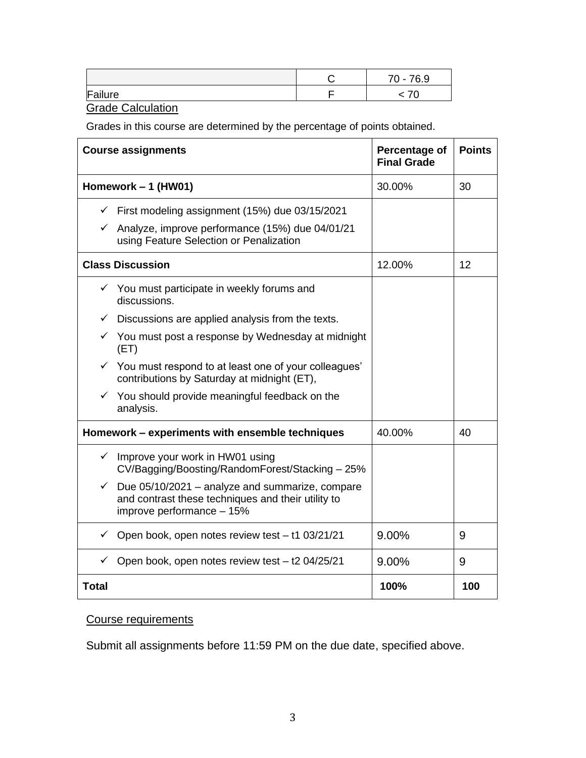| | C | 70 - 76.9 |
|---|---|---|
| Failure | F | < 70 |

Grade Calculation

Grades in this course are determined by the percentage of points obtained.

| Course assignments | Percentage of Final Grade | Points |
|---|---|---|
| **Homework – 1 (HW01)** | 30.00% | 30 |
| ✓ First modeling assignment (15%) due 03/15/2021<br>✓ Analyze, improve performance (15%) due 04/01/21 using Feature Selection or Penalization | | |
| **Class Discussion** | 12.00% | 12 |
| ✓ You must participate in weekly forums and discussions.<br>✓ Discussions are applied analysis from the texts.<br>✓ You must post a response by Wednesday at midnight (ET)<br>✓ You must respond to at least one of your colleagues' contributions by Saturday at midnight (ET),<br>✓ You should provide meaningful feedback on the analysis. | | |
| **Homework – experiments with ensemble techniques** | 40.00% | 40 |
| ✓ Improve your work in HW01 using CV/Bagging/Boosting/RandomForest/Stacking – 25%<br>✓ Due 05/10/2021 – analyze and summarize, compare and contrast these techniques and their utility to improve performance – 15% | | |
| ✓ Open book, open notes review test – t1 03/21/21 | 9.00% | 9 |
| ✓ Open book, open notes review test – t2 04/25/21 | 9.00% | 9 |
| **Total** | **100%** | **100** |

Course requirements

Submit all assignments before 11:59 PM on the due date, specified above.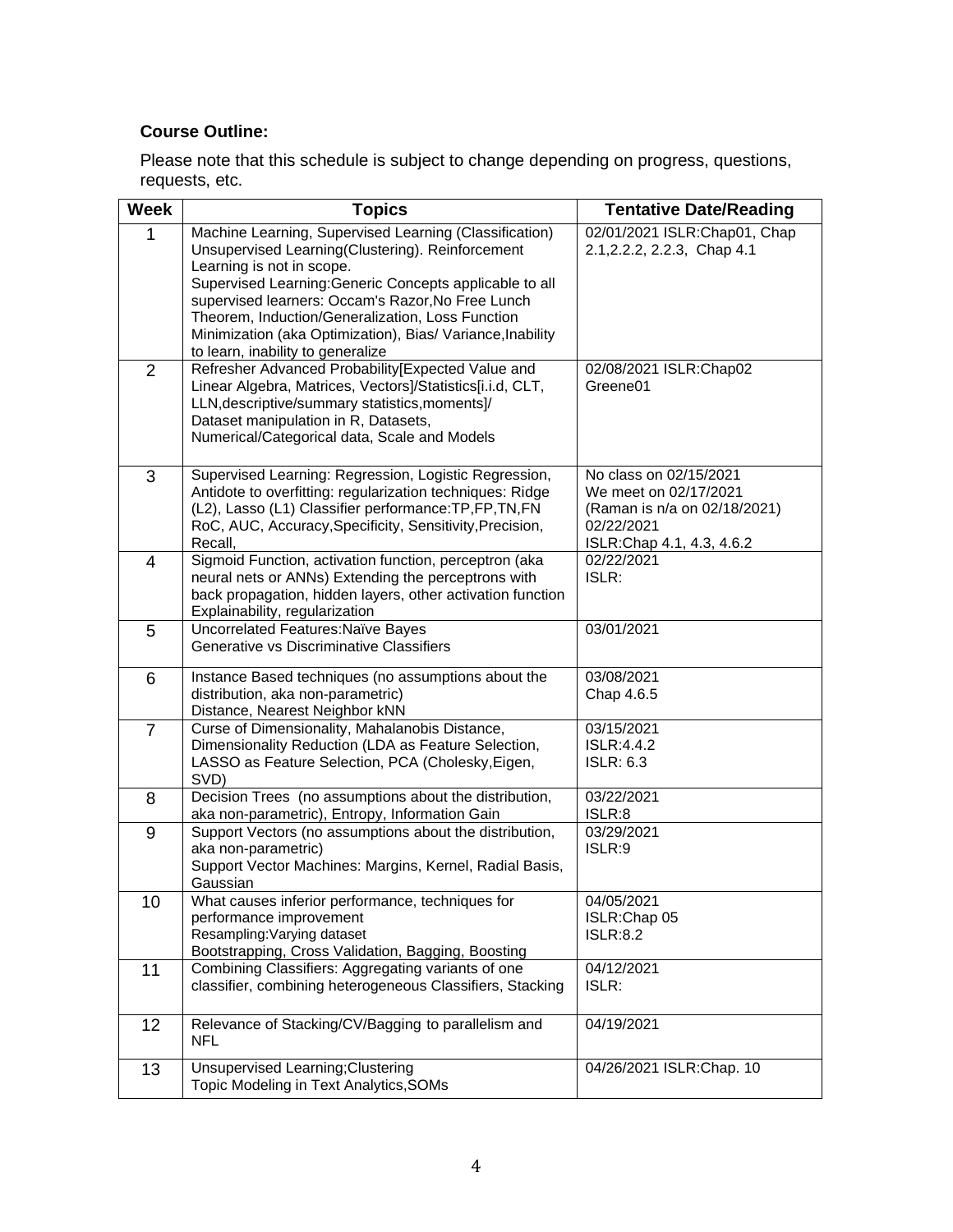**Course Outline:**

Please note that this schedule is subject to change depending on progress, questions, requests, etc.

| Week | Topics | Tentative Date/Reading |
|---|---|---|
| 1 | Machine Learning, Supervised Learning (Classification) Unsupervised Learning(Clustering). Reinforcement Learning is not in scope. Supervised Learning:Generic Concepts applicable to all supervised learners: Occam's Razor,No Free Lunch Theorem, Induction/Generalization, Loss Function Minimization (aka Optimization), Bias/ Variance,Inability to learn, inability to generalize | 02/01/2021 ISLR:Chap01, Chap 2.1,2.2.2, 2.2.3, Chap 4.1 |
| 2 | Refresher Advanced Probability[Expected Value and Linear Algebra, Matrices, Vectors]/Statistics[i.i.d, CLT, LLN,descriptive/summary statistics,moments]/ Dataset manipulation in R, Datasets, Numerical/Categorical data, Scale and Models | 02/08/2021 ISLR:Chap02 Greene01 |
| 3 | Supervised Learning: Regression, Logistic Regression, Antidote to overfitting: regularization techniques: Ridge (L2), Lasso (L1) Classifier performance:TP,FP,TN,FN RoC, AUC, Accuracy,Specificity, Sensitivity,Precision, Recall, | No class on 02/15/2021 We meet on 02/17/2021 (Raman is n/a on 02/18/2021) 02/22/2021 ISLR:Chap 4.1, 4.3, 4.6.2 |
| 4 | Sigmoid Function, activation function, perceptron (aka neural nets or ANNs) Extending the perceptrons with back propagation, hidden layers, other activation function Explainability, regularization | 02/22/2021 ISLR: |
| 5 | Uncorrelated Features:Naïve Bayes Generative vs Discriminative Classifiers | 03/01/2021 |
| 6 | Instance Based techniques (no assumptions about the distribution, aka non-parametric) Distance, Nearest Neighbor kNN | 03/08/2021 Chap 4.6.5 |
| 7 | Curse of Dimensionality, Mahalanobis Distance, Dimensionality Reduction (LDA as Feature Selection, LASSO as Feature Selection, PCA (Cholesky,Eigen, SVD) | 03/15/2021 ISLR:4.4.2 ISLR: 6.3 |
| 8 | Decision Trees (no assumptions about the distribution, aka non-parametric), Entropy, Information Gain | 03/22/2021 ISLR:8 |
| 9 | Support Vectors (no assumptions about the distribution, aka non-parametric) Support Vector Machines: Margins, Kernel, Radial Basis, Gaussian | 03/29/2021 ISLR:9 |
| 10 | What causes inferior performance, techniques for performance improvement Resampling:Varying dataset Bootstrapping, Cross Validation, Bagging, Boosting | 04/05/2021 ISLR:Chap 05 ISLR:8.2 |
| 11 | Combining Classifiers: Aggregating variants of one classifier, combining heterogeneous Classifiers, Stacking | 04/12/2021 ISLR: |
| 12 | Relevance of Stacking/CV/Bagging to parallelism and NFL | 04/19/2021 |
| 13 | Unsupervised Learning;Clustering Topic Modeling in Text Analytics,SOMs | 04/26/2021 ISLR:Chap. 10 |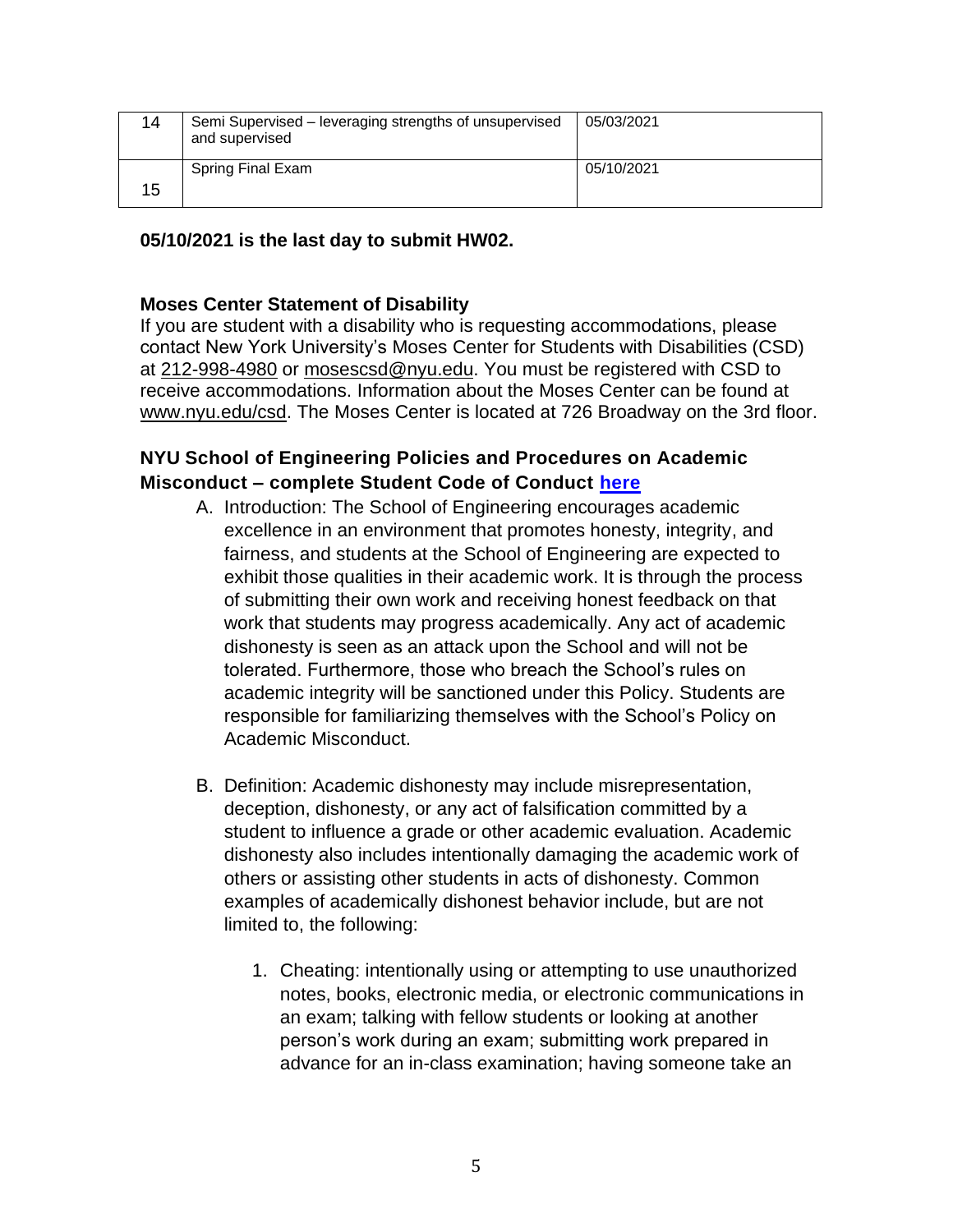| | | |
|---|---|---|
| 14 | Semi Supervised – leveraging strengths of unsupervised and supervised | 05/03/2021 |
| 15 | Spring Final Exam | 05/10/2021 |

**05/10/2021 is the last day to submit HW02.**

**Moses Center Statement of Disability**

If you are student with a disability who is requesting accommodations, please contact New York University's Moses Center for Students with Disabilities (CSD) at 212-998-4980 or mosescsd@nyu.edu. You must be registered with CSD to receive accommodations. Information about the Moses Center can be found at www.nyu.edu/csd. The Moses Center is located at 726 Broadway on the 3rd floor.

**NYU School of Engineering Policies and Procedures on Academic Misconduct – complete Student Code of Conduct here**

A. Introduction: The School of Engineering encourages academic excellence in an environment that promotes honesty, integrity, and fairness, and students at the School of Engineering are expected to exhibit those qualities in their academic work. It is through the process of submitting their own work and receiving honest feedback on that work that students may progress academically. Any act of academic dishonesty is seen as an attack upon the School and will not be tolerated. Furthermore, those who breach the School's rules on academic integrity will be sanctioned under this Policy. Students are responsible for familiarizing themselves with the School's Policy on Academic Misconduct.

B. Definition: Academic dishonesty may include misrepresentation, deception, dishonesty, or any act of falsification committed by a student to influence a grade or other academic evaluation. Academic dishonesty also includes intentionally damaging the academic work of others or assisting other students in acts of dishonesty. Common examples of academically dishonest behavior include, but are not limited to, the following:

   1. Cheating: intentionally using or attempting to use unauthorized notes, books, electronic media, or electronic communications in an exam; talking with fellow students or looking at another person's work during an exam; submitting work prepared in advance for an in-class examination; having someone take an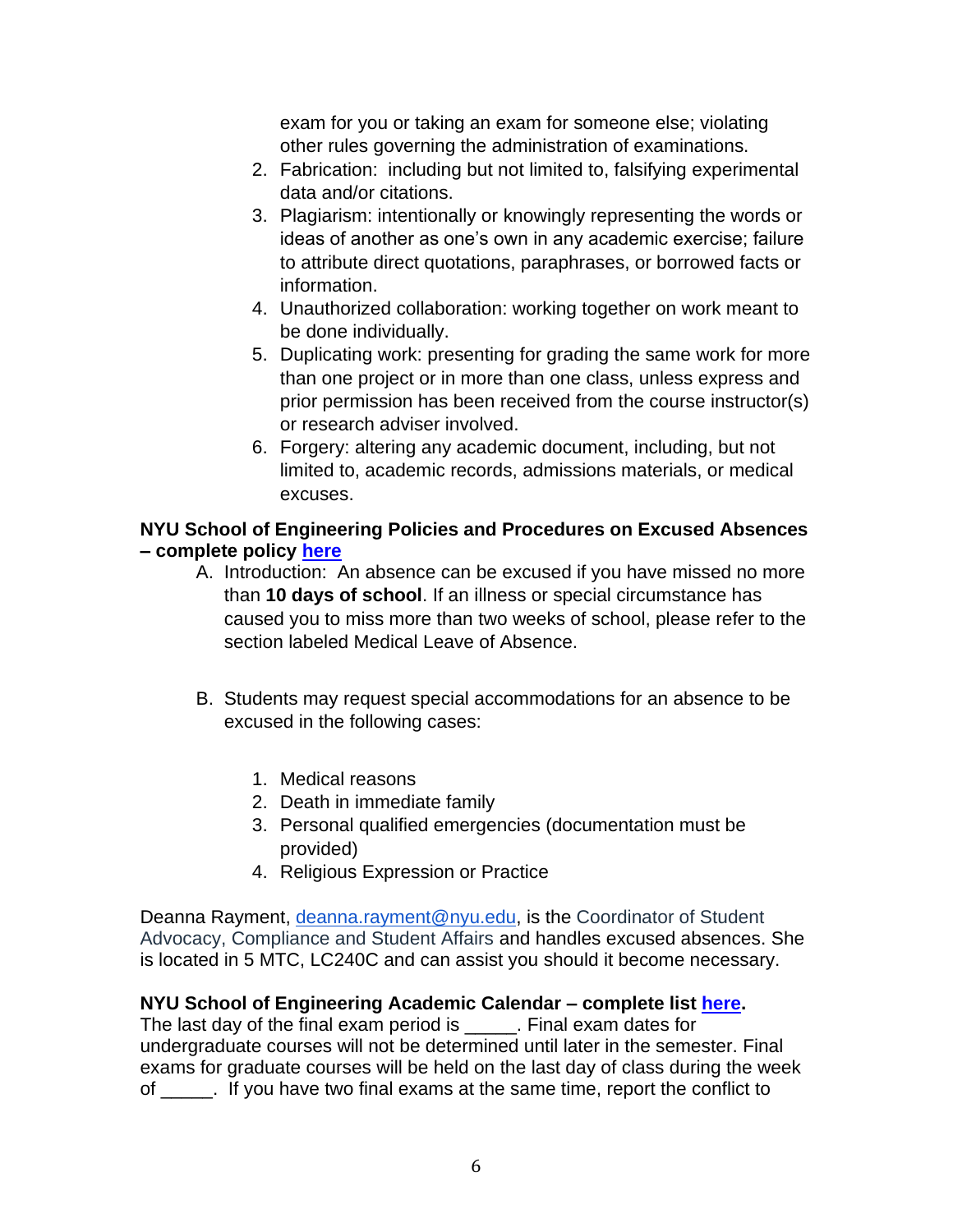exam for you or taking an exam for someone else; violating other rules governing the administration of examinations.

2. Fabrication: including but not limited to, falsifying experimental data and/or citations.
3. Plagiarism: intentionally or knowingly representing the words or ideas of another as one's own in any academic exercise; failure to attribute direct quotations, paraphrases, or borrowed facts or information.
4. Unauthorized collaboration: working together on work meant to be done individually.
5. Duplicating work: presenting for grading the same work for more than one project or in more than one class, unless express and prior permission has been received from the course instructor(s) or research adviser involved.
6. Forgery: altering any academic document, including, but not limited to, academic records, admissions materials, or medical excuses.

**NYU School of Engineering Policies and Procedures on Excused Absences – complete policy here**

A. Introduction: An absence can be excused if you have missed no more than **10 days of school**. If an illness or special circumstance has caused you to miss more than two weeks of school, please refer to the section labeled Medical Leave of Absence.

B. Students may request special accommodations for an absence to be excused in the following cases:

   1. Medical reasons
   2. Death in immediate family
   3. Personal qualified emergencies (documentation must be provided)
   4. Religious Expression or Practice

Deanna Rayment, deanna.rayment@nyu.edu, is the Coordinator of Student Advocacy, Compliance and Student Affairs and handles excused absences. She is located in 5 MTC, LC240C and can assist you should it become necessary.

**NYU School of Engineering Academic Calendar – complete list here.**
The last day of the final exam period is _____. Final exam dates for undergraduate courses will not be determined until later in the semester. Final exams for graduate courses will be held on the last day of class during the week of _____. If you have two final exams at the same time, report the conflict to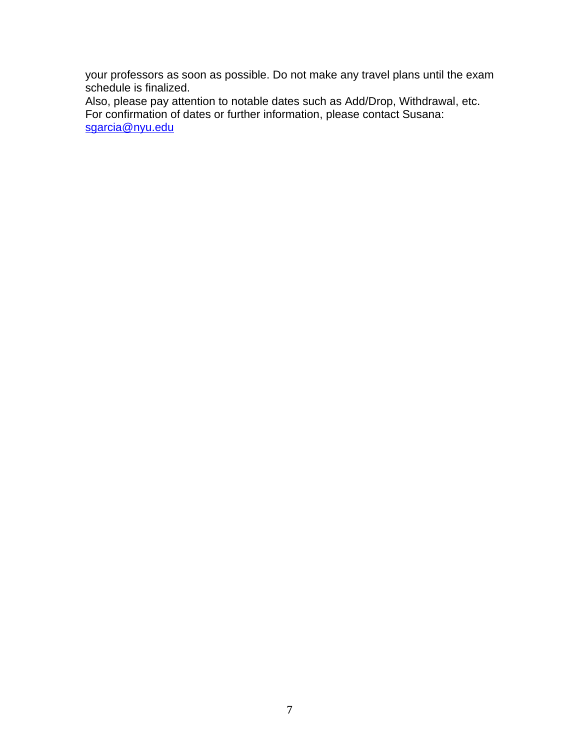your professors as soon as possible. Do not make any travel plans until the exam schedule is finalized.

Also, please pay attention to notable dates such as Add/Drop, Withdrawal, etc.

For confirmation of dates or further information, please contact Susana: [sgarcia@nyu.edu](mailto:sgarcia@nyu.edu)